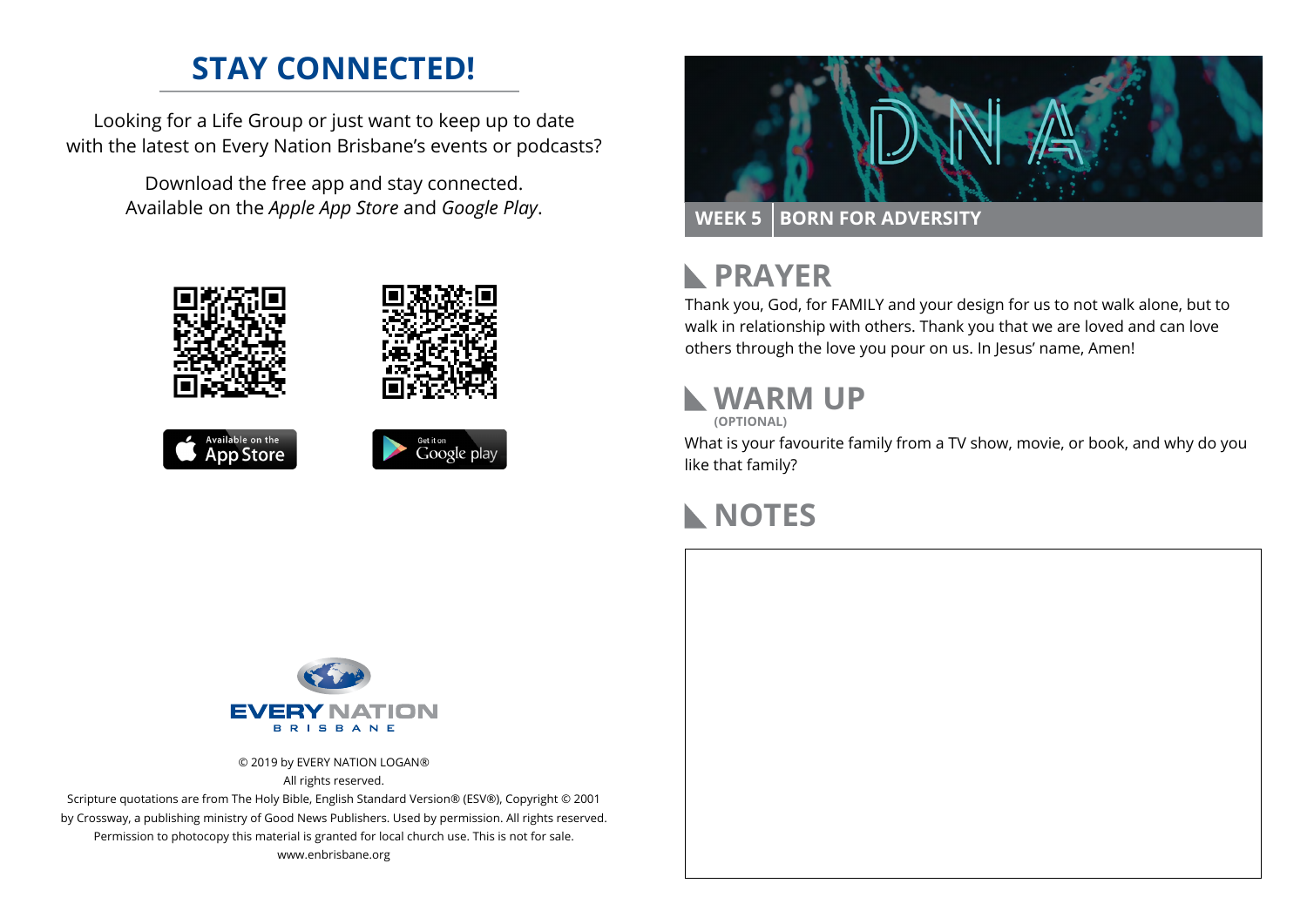# STAY CONNECTED!

Looking for a Life Group or just want to keep up to date with the latest on Every Nation Brisbane's events or podcasts?

Download the free app and stay connected. Available on the *Apple App Store* and *Google Play*.

Available on the App Store

Get it on Google play

EVERY NATION
BRISBANE

© 2019 by EVERY NATION LOGAN®
All rights reserved.
Scripture quotations are from The Holy Bible, English Standard Version® (ESV®), Copyright © 2001 by Crossway, a publishing ministry of Good News Publishers. Used by permission. All rights reserved.
Permission to photocopy this material is granted for local church use. This is not for sale.
www.enbrisbane.org

DNA

**WEEK 5 | BORN FOR ADVERSITY**

## PRAYER

Thank you, God, for FAMILY and your design for us to not walk alone, but to walk in relationship with others. Thank you that we are loved and can love others through the love you pour on us. In Jesus' name, Amen!

## WARM UP

**(OPTIONAL)**

What is your favourite family from a TV show, movie, or book, and why do you like that family?

## NOTES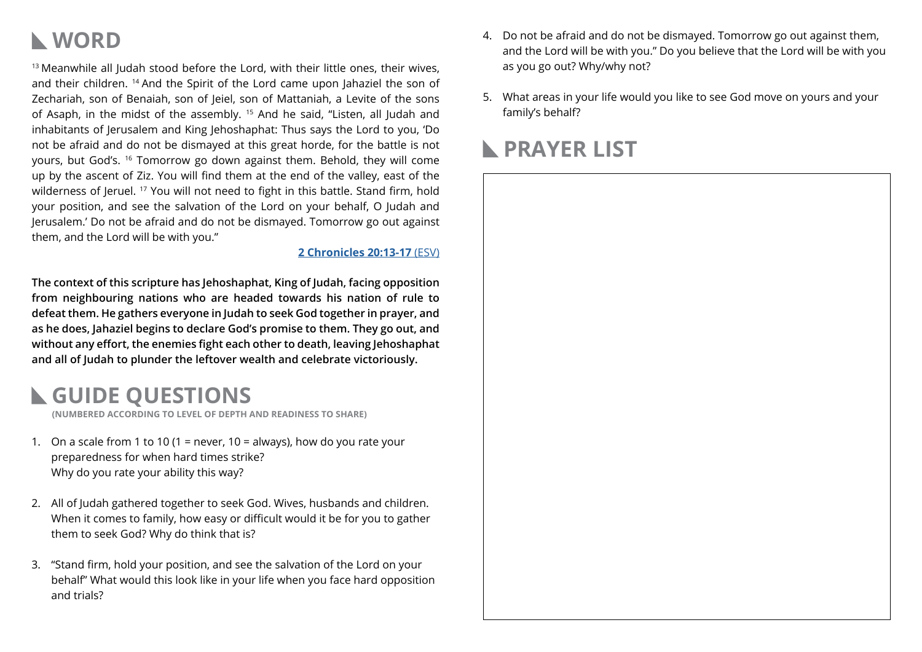## WORD

[13] Meanwhile all Judah stood before the Lord, with their little ones, their wives, and their children. [14] And the Spirit of the Lord came upon Jahaziel the son of Zechariah, son of Benaiah, son of Jeiel, son of Mattaniah, a Levite of the sons of Asaph, in the midst of the assembly. [15] And he said, "Listen, all Judah and inhabitants of Jerusalem and King Jehoshaphat: Thus says the Lord to you, 'Do not be afraid and do not be dismayed at this great horde, for the battle is not yours, but God's. [16] Tomorrow go down against them. Behold, they will come up by the ascent of Ziz. You will find them at the end of the valley, east of the wilderness of Jeruel. [17] You will not need to fight in this battle. Stand firm, hold your position, and see the salvation of the Lord on your behalf, O Judah and Jerusalem.' Do not be afraid and do not be dismayed. Tomorrow go out against them, and the Lord will be with you."

**2 Chronicles 20:13-17** (ESV)

**The context of this scripture has Jehoshaphat, King of Judah, facing opposition from neighbouring nations who are headed towards his nation of rule to defeat them. He gathers everyone in Judah to seek God together in prayer, and as he does, Jahaziel begins to declare God's promise to them. They go out, and without any effort, the enemies fight each other to death, leaving Jehoshaphat and all of Judah to plunder the leftover wealth and celebrate victoriously.**

## GUIDE QUESTIONS

**(NUMBERED ACCORDING TO LEVEL OF DEPTH AND READINESS TO SHARE)**

1. On a scale from 1 to 10 (1 = never, 10 = always), how do you rate your preparedness for when hard times strike?
   Why do you rate your ability this way?

2. All of Judah gathered together to seek God. Wives, husbands and children. When it comes to family, how easy or difficult would it be for you to gather them to seek God? Why do think that is?

3. "Stand firm, hold your position, and see the salvation of the Lord on your behalf" What would this look like in your life when you face hard opposition and trials?

4. Do not be afraid and do not be dismayed. Tomorrow go out against them, and the Lord will be with you." Do you believe that the Lord will be with you as you go out? Why/why not?

5. What areas in your life would you like to see God move on yours and your family's behalf?

## PRAYER LIST